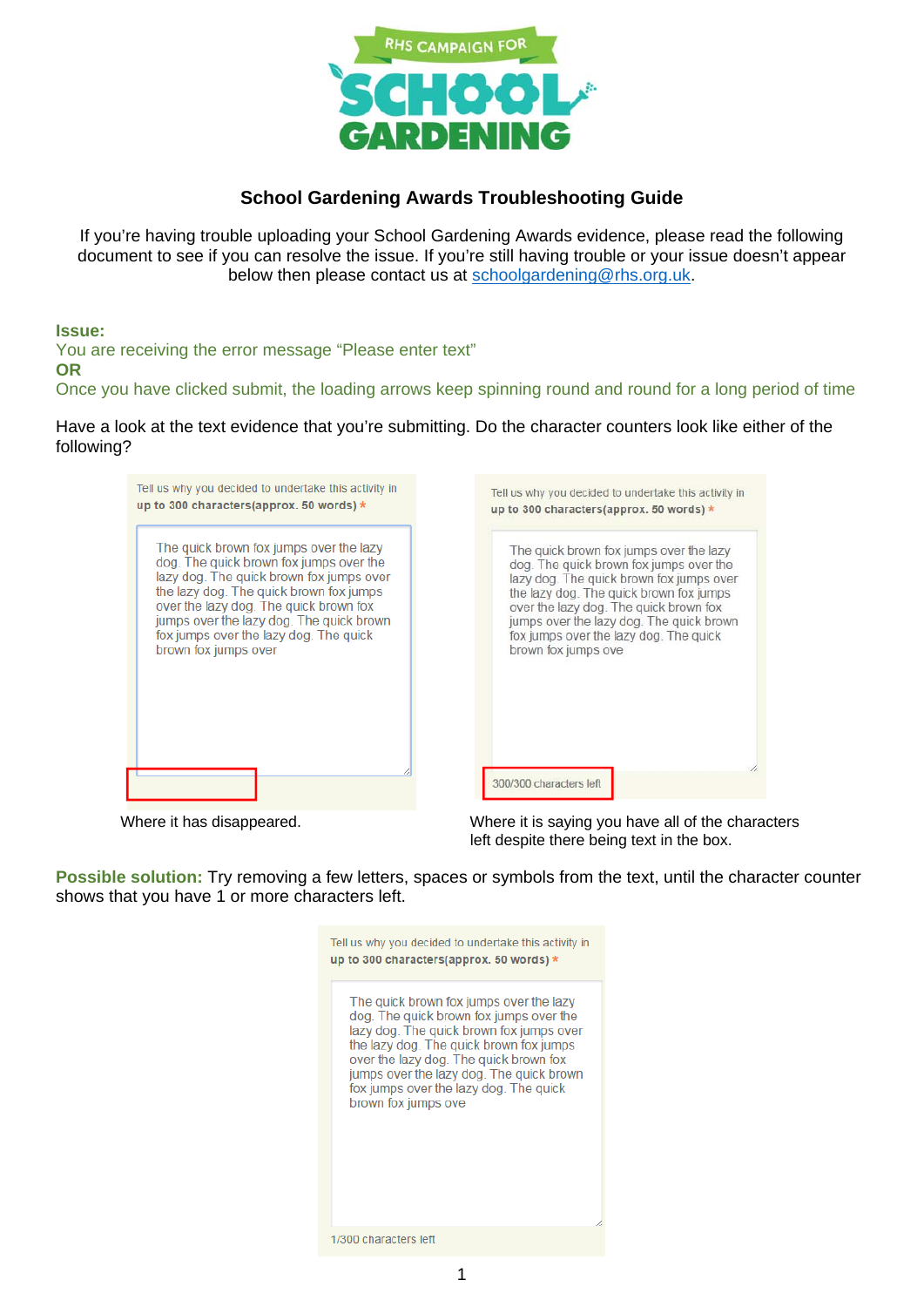RHS CAMPAIGN FOR SCHOOL GARDENING

# School Gardening Awards Troubleshooting Guide

If you're having trouble uploading your School Gardening Awards evidence, please read the following document to see if you can resolve the issue. If you're still having trouble or your issue doesn't appear below then please contact us at schoolgardening@rhs.org.uk.

**Issue:**
You are receiving the error message "Please enter text"
**OR**
Once you have clicked submit, the loading arrows keep spinning round and round for a long period of time

Have a look at the text evidence that you're submitting. Do the character counters look like either of the following?

Tell us why you decided to undertake this activity in **up to 300 characters(approx. 50 words)** *

The quick brown fox jumps over the lazy dog. The quick brown fox jumps over the lazy dog. The quick brown fox jumps over the lazy dog. The quick brown fox jumps over the lazy dog. The quick brown fox jumps over the lazy dog. The quick brown fox jumps over the lazy dog. The quick brown fox jumps over

Where it has disappeared.

Tell us why you decided to undertake this activity in **up to 300 characters(approx. 50 words)** *

The quick brown fox jumps over the lazy dog. The quick brown fox jumps over the lazy dog. The quick brown fox jumps over the lazy dog. The quick brown fox jumps over the lazy dog. The quick brown fox jumps over the lazy dog. The quick brown fox jumps over the lazy dog. The quick brown fox jumps ove

300/300 characters left

Where it is saying you have all of the characters left despite there being text in the box.

**Possible solution:** Try removing a few letters, spaces or symbols from the text, until the character counter shows that you have 1 or more characters left.

Tell us why you decided to undertake this activity in **up to 300 characters(approx. 50 words)** *

The quick brown fox jumps over the lazy dog. The quick brown fox jumps over the lazy dog. The quick brown fox jumps over the lazy dog. The quick brown fox jumps over the lazy dog. The quick brown fox jumps over the lazy dog. The quick brown fox jumps over the lazy dog. The quick brown fox jumps ove

1/300 characters left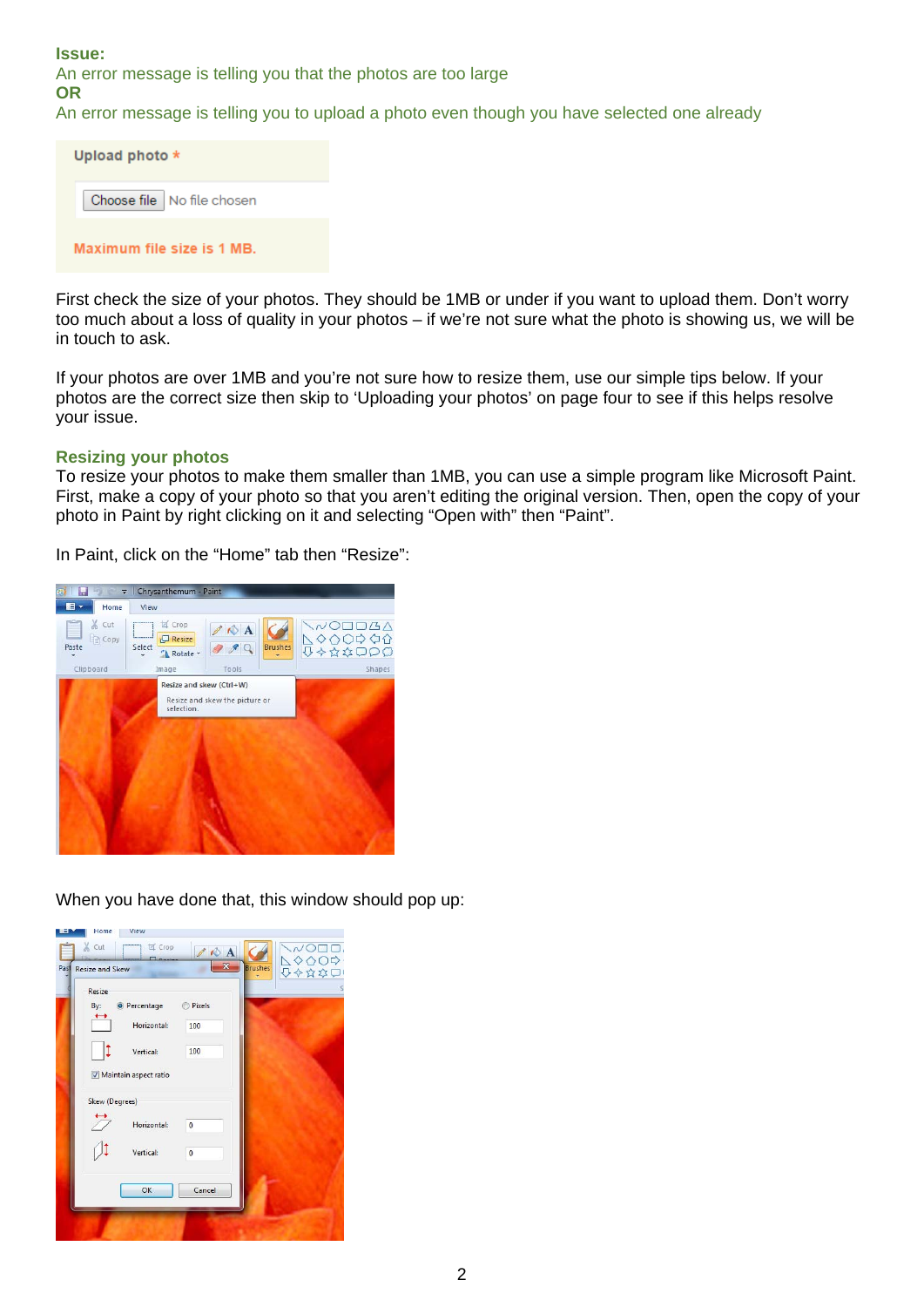**Issue:**
An error message is telling you that the photos are too large
**OR**
An error message is telling you to upload a photo even though you have selected one already

First check the size of your photos. They should be 1MB or under if you want to upload them. Don't worry too much about a loss of quality in your photos – if we're not sure what the photo is showing us, we will be in touch to ask.

If your photos are over 1MB and you're not sure how to resize them, use our simple tips below. If your photos are the correct size then skip to 'Uploading your photos' on page four to see if this helps resolve your issue.

### Resizing your photos

To resize your photos to make them smaller than 1MB, you can use a simple program like Microsoft Paint. First, make a copy of your photo so that you aren't editing the original version. Then, open the copy of your photo in Paint by right clicking on it and selecting "Open with" then "Paint".

In Paint, click on the "Home" tab then "Resize":

When you have done that, this window should pop up: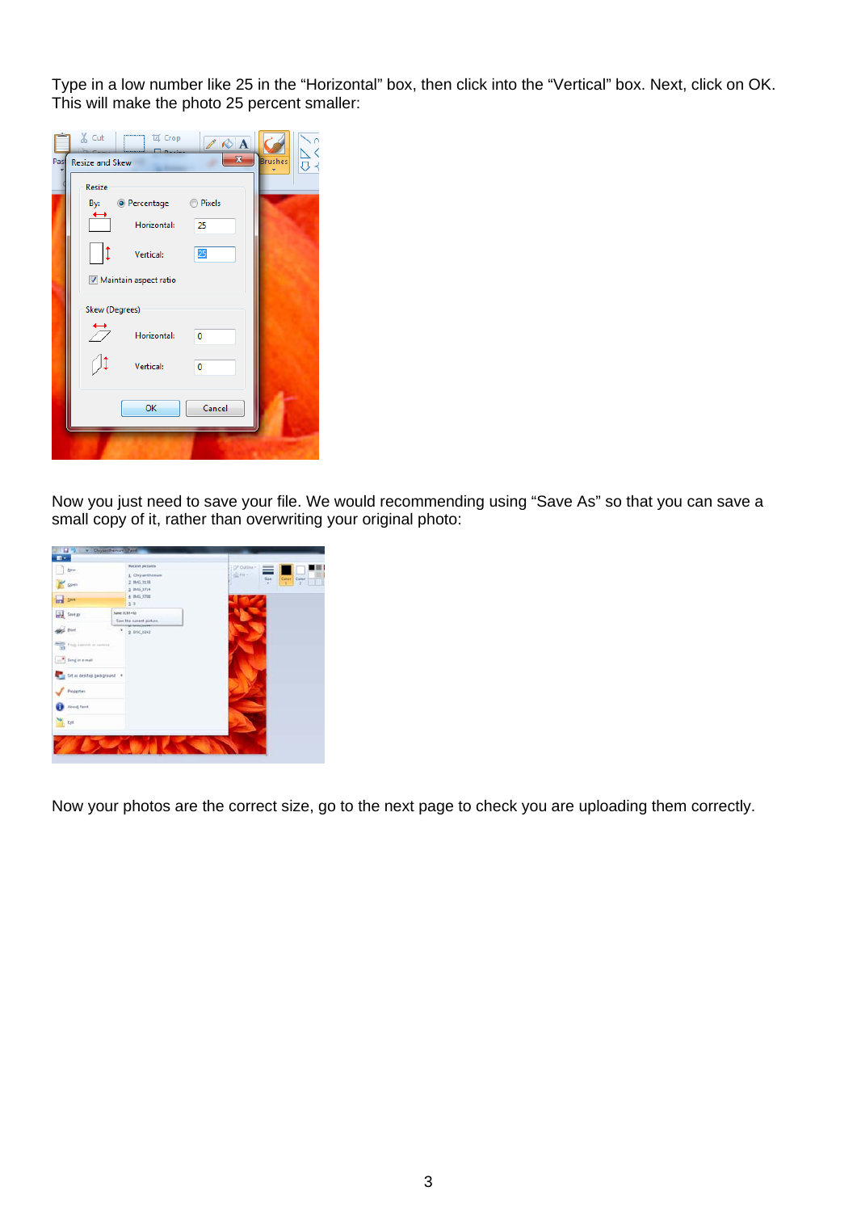Type in a low number like 25 in the “Horizontal” box, then click into the “Vertical” box. Next, click on OK. This will make the photo 25 percent smaller:

Now you just need to save your file. We would recommending using “Save As” so that you can save a small copy of it, rather than overwriting your original photo:

Now your photos are the correct size, go to the next page to check you are uploading them correctly.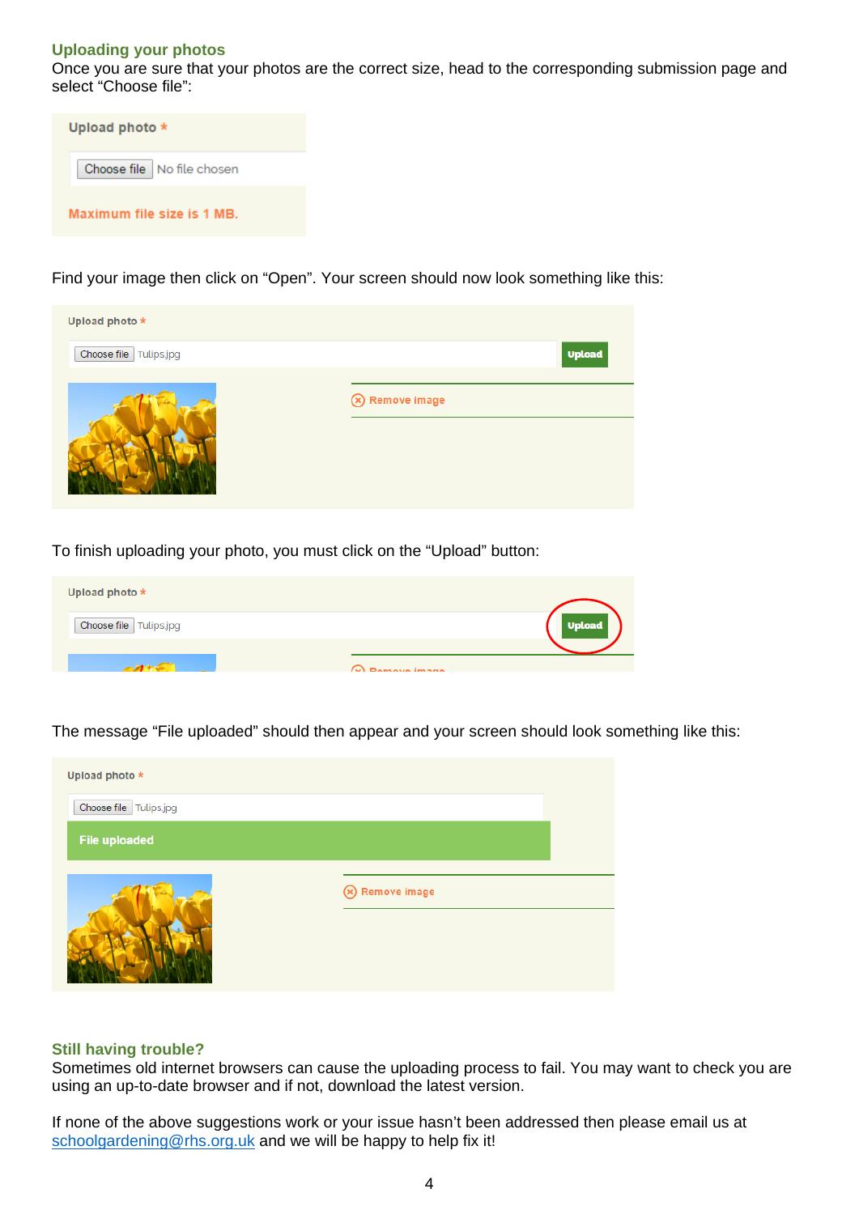### Uploading your photos

Once you are sure that your photos are the correct size, head to the corresponding submission page and select "Choose file":

Find your image then click on "Open". Your screen should now look something like this:

To finish uploading your photo, you must click on the "Upload" button:

The message "File uploaded" should then appear and your screen should look something like this:

### Still having trouble?

Sometimes old internet browsers can cause the uploading process to fail. You may want to check you are using an up-to-date browser and if not, download the latest version.

If none of the above suggestions work or your issue hasn't been addressed then please email us at schoolgardening@rhs.org.uk and we will be happy to help fix it!